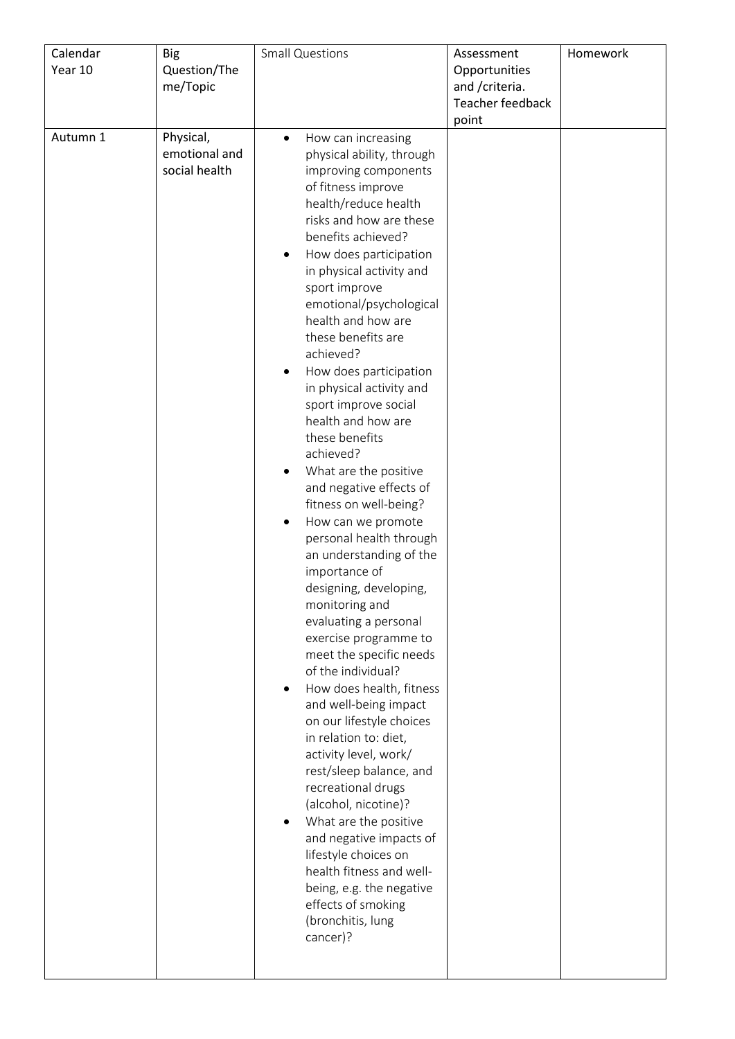| Calendar Year 10 | Big Question/Theme/Topic | Small Questions | Assessment Opportunities and /criteria. Teacher feedback point | Homework |
|---|---|---|---|---|
| Autumn 1 | Physical, emotional and social health | • How can increasing physical ability, through improving components of fitness improve health/reduce health risks and how are these benefits achieved?<br>• How does participation in physical activity and sport improve emotional/psychological health and how are these benefits are achieved?<br>• How does participation in physical activity and sport improve social health and how are these benefits achieved?<br>• What are the positive and negative effects of fitness on well-being?<br>• How can we promote personal health through an understanding of the importance of designing, developing, monitoring and evaluating a personal exercise programme to meet the specific needs of the individual?<br>• How does health, fitness and well-being impact on our lifestyle choices in relation to: diet, activity level, work/ rest/sleep balance, and recreational drugs (alcohol, nicotine)?<br>• What are the positive and negative impacts of lifestyle choices on health fitness and well-being, e.g. the negative effects of smoking (bronchitis, lung cancer)? | | |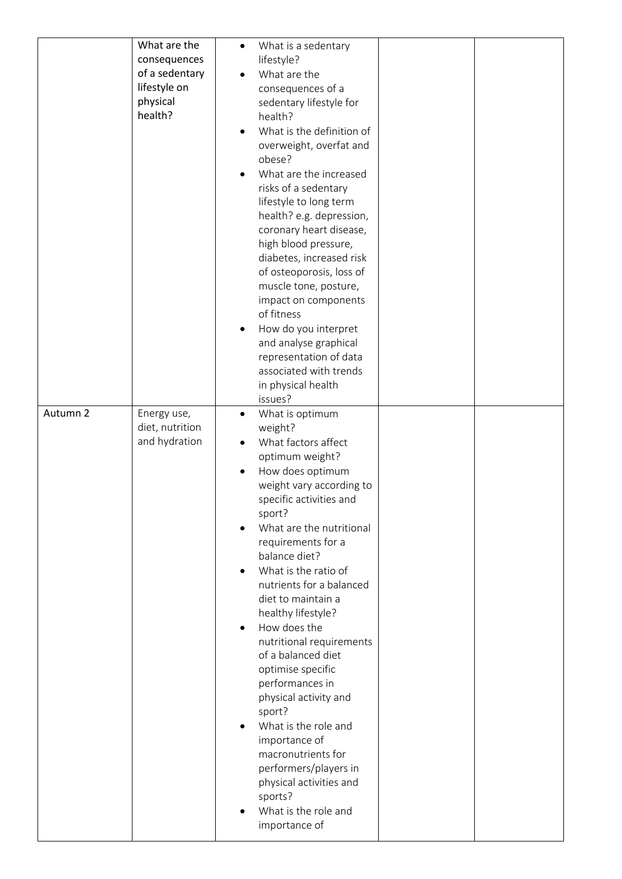| | | | | |
|---|---|---|---|---|
| | What are the consequences of a sedentary lifestyle on physical health? | • What is a sedentary lifestyle?<br>• What are the consequences of a sedentary lifestyle for health?<br>• What is the definition of overweight, overfat and obese?<br>• What are the increased risks of a sedentary lifestyle to long term health? e.g. depression, coronary heart disease, high blood pressure, diabetes, increased risk of osteoporosis, loss of muscle tone, posture, impact on components of fitness<br>• How do you interpret and analyse graphical representation of data associated with trends in physical health issues? | | |
| Autumn 2 | Energy use, diet, nutrition and hydration | • What is optimum weight?<br>• What factors affect optimum weight?<br>• How does optimum weight vary according to specific activities and sport?<br>• What are the nutritional requirements for a balance diet?<br>• What is the ratio of nutrients for a balanced diet to maintain a healthy lifestyle?<br>• How does the nutritional requirements of a balanced diet optimise specific performances in physical activity and sport?<br>• What is the role and importance of macronutrients for performers/players in physical activities and sports?<br>• What is the role and importance of | | |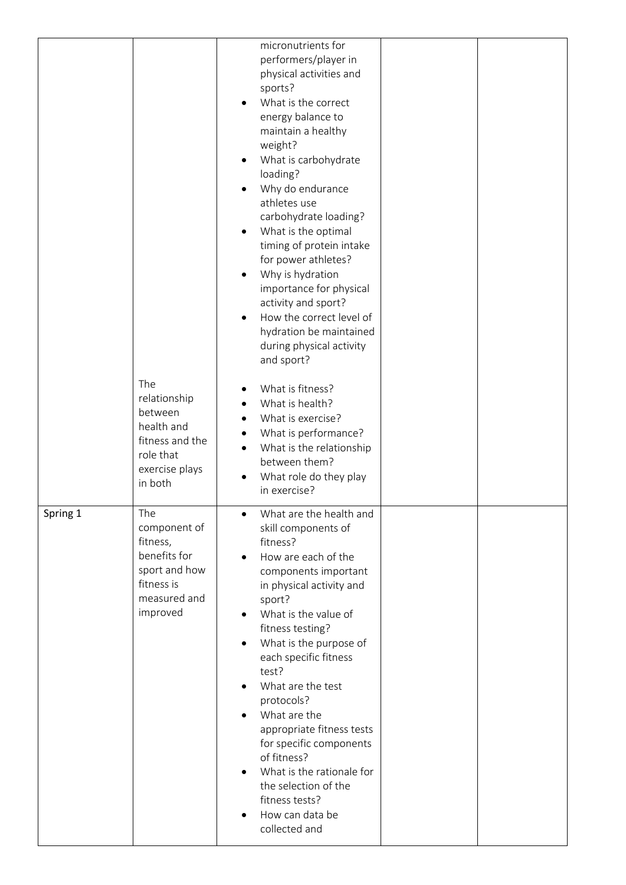| | | | | |
|---|---|---|---|---|
| | | micronutrients for performers/player in physical activities and sports?<br>• What is the correct energy balance to maintain a healthy weight?<br>• What is carbohydrate loading?<br>• Why do endurance athletes use carbohydrate loading?<br>• What is the optimal timing of protein intake for power athletes?<br>• Why is hydration importance for physical activity and sport?<br>• How the correct level of hydration be maintained during physical activity and sport? | | |
| | The relationship between health and fitness and the role that exercise plays in both | • What is fitness?<br>• What is health?<br>• What is exercise?<br>• What is performance?<br>• What is the relationship between them?<br>• What role do they play in exercise? | | |
| Spring 1 | The component of fitness, benefits for sport and how fitness is measured and improved | • What are the health and skill components of fitness?<br>• How are each of the components important in physical activity and sport?<br>• What is the value of fitness testing?<br>• What is the purpose of each specific fitness test?<br>• What are the test protocols?<br>• What are the appropriate fitness tests for specific components of fitness?<br>• What is the rationale for the selection of the fitness tests?<br>• How can data be collected and | | |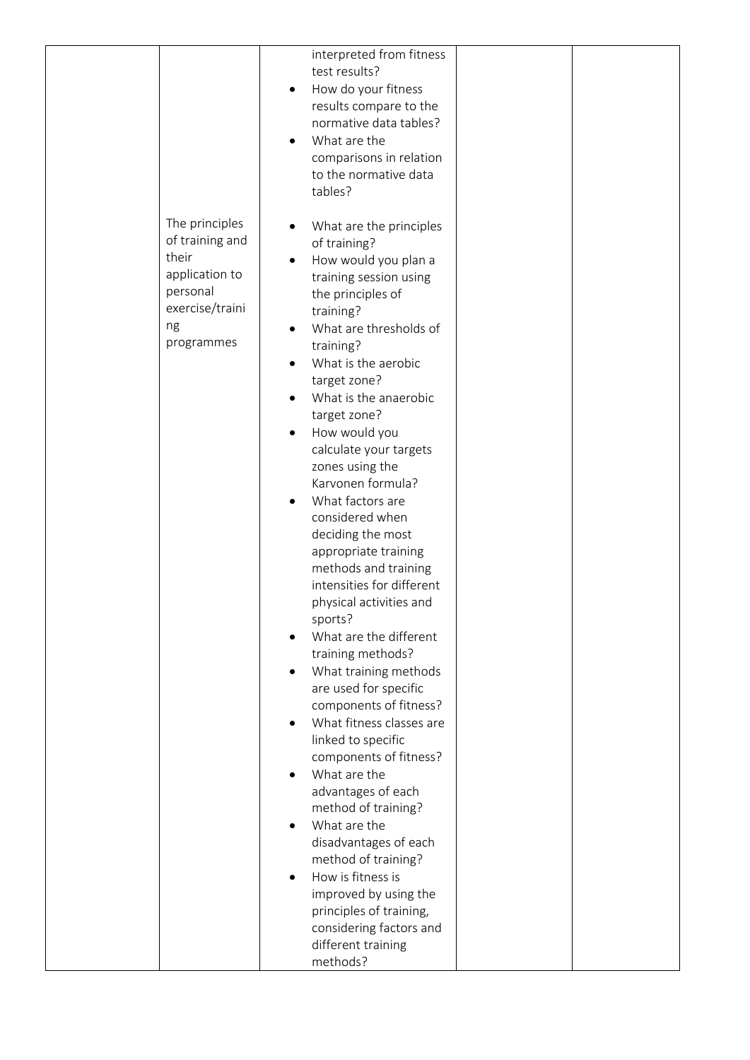| | | | | |
|---|---|---|---|---|
| | | interpreted from fitness test results?<br>• How do your fitness results compare to the normative data tables?<br>• What are the comparisons in relation to the normative data tables? | | |
| | The principles of training and their application to personal exercise/training programmes | • What are the principles of training?<br>• How would you plan a training session using the principles of training?<br>• What are thresholds of training?<br>• What is the aerobic target zone?<br>• What is the anaerobic target zone?<br>• How would you calculate your targets zones using the Karvonen formula?<br>• What factors are considered when deciding the most appropriate training methods and training intensities for different physical activities and sports?<br>• What are the different training methods?<br>• What training methods are used for specific components of fitness?<br>• What fitness classes are linked to specific components of fitness?<br>• What are the advantages of each method of training?<br>• What are the disadvantages of each method of training?<br>• How is fitness is improved by using the principles of training, considering factors and different training methods? | | |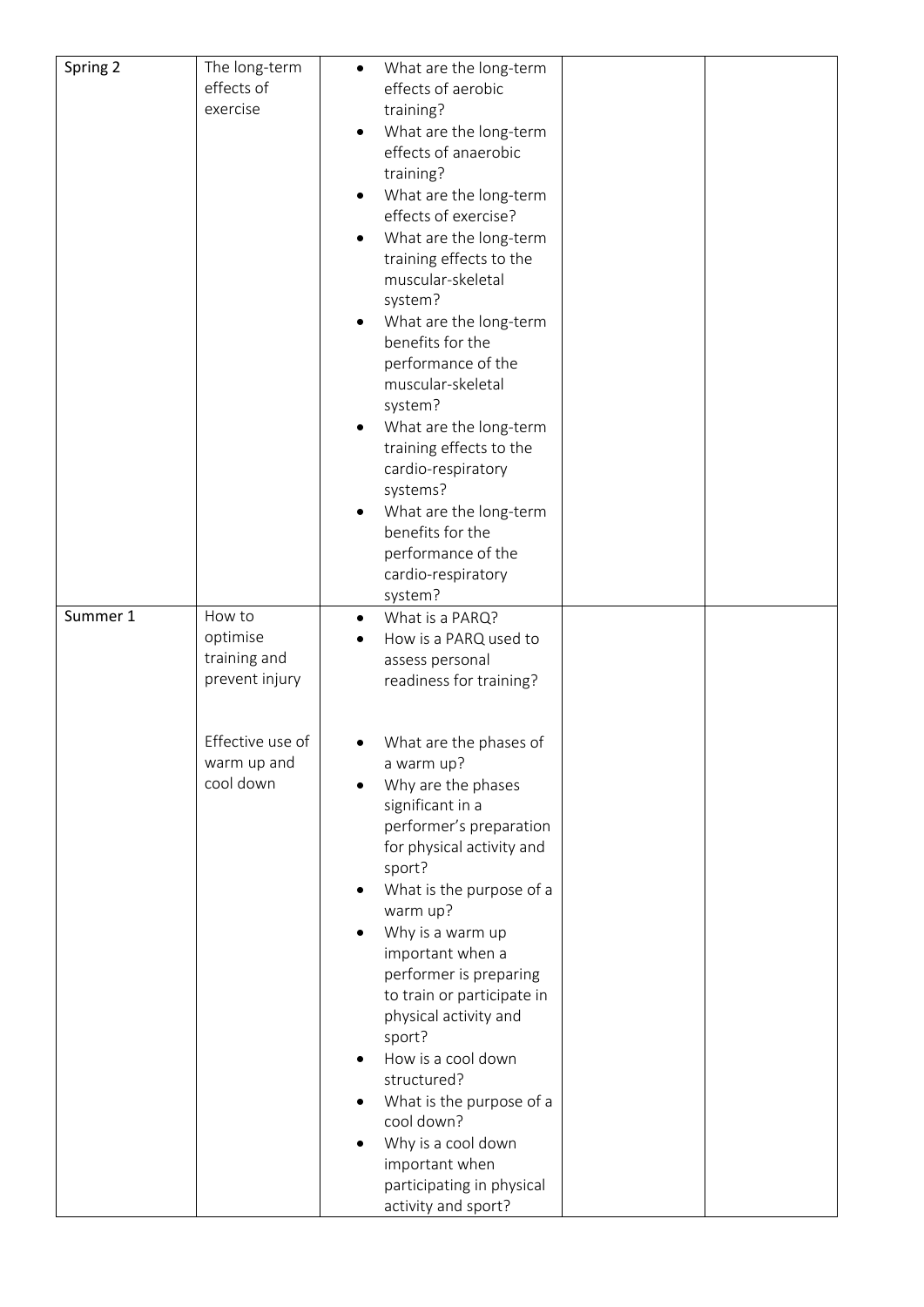| Spring 2 | The long-term effects of exercise | • What are the long-term effects of aerobic training?<br>• What are the long-term effects of anaerobic training?<br>• What are the long-term effects of exercise?<br>• What are the long-term training effects to the muscular-skeletal system?<br>• What are the long-term benefits for the performance of the muscular-skeletal system?<br>• What are the long-term training effects to the cardio-respiratory systems?<br>• What are the long-term benefits for the performance of the cardio-respiratory system? | | |
|---|---|---|---|---|
| Summer 1 | How to optimise training and prevent injury<br><br>Effective use of warm up and cool down | • What is a PARQ?<br>• How is a PARQ used to assess personal readiness for training?<br><br>• What are the phases of a warm up?<br>• Why are the phases significant in a performer's preparation for physical activity and sport?<br>• What is the purpose of a warm up?<br>• Why is a warm up important when a performer is preparing to train or participate in physical activity and sport?<br>• How is a cool down structured?<br>• What is the purpose of a cool down?<br>• Why is a cool down important when participating in physical activity and sport? | | |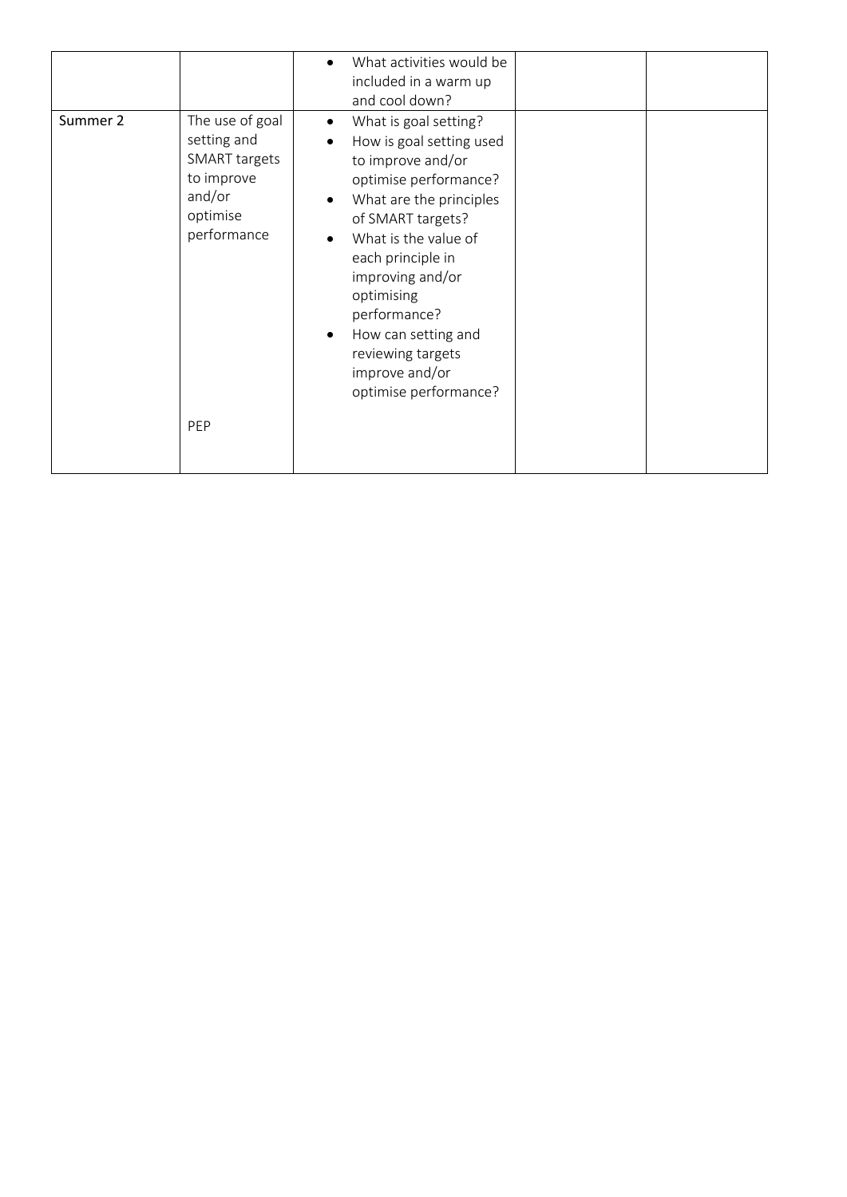| | | | | |
|---|---|---|---|---|
| | | • What activities would be included in a warm up and cool down? | | |
| Summer 2 | The use of goal setting and SMART targets to improve and/or optimise performance<br><br>PEP | • What is goal setting?<br>• How is goal setting used to improve and/or optimise performance?<br>• What are the principles of SMART targets?<br>• What is the value of each principle in improving and/or optimising performance?<br>• How can setting and reviewing targets improve and/or optimise performance? | | |